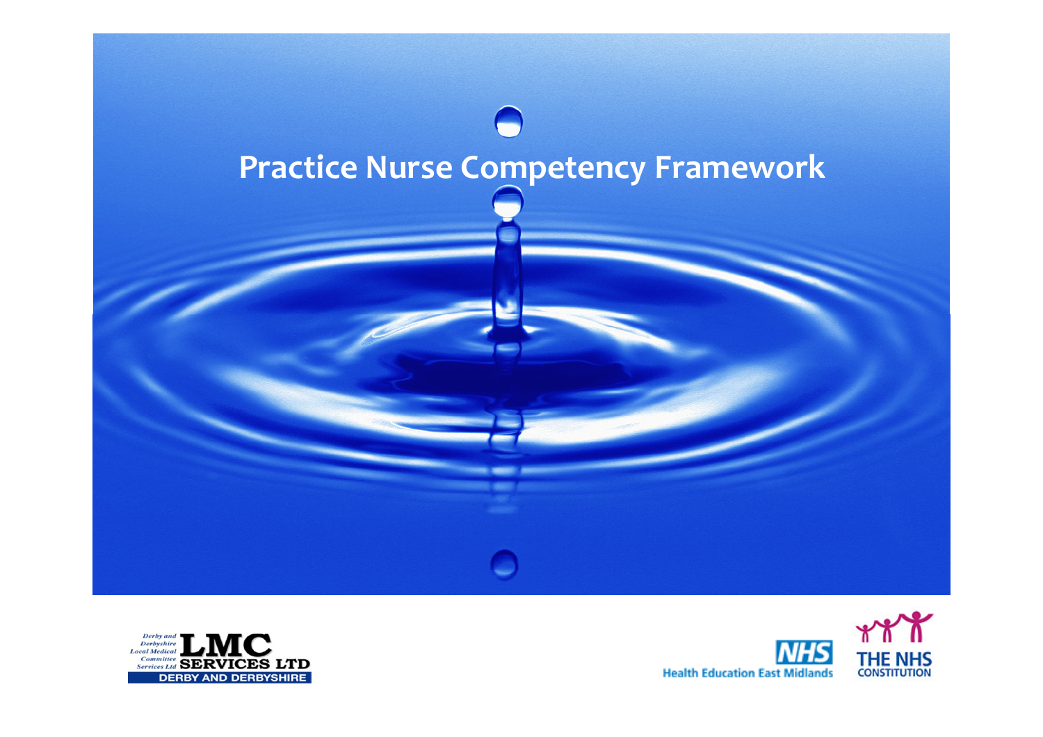# Practice Nurse Competency Framework

Derby and Derbyshire Local Medical Committee Services Ltd
LMC SERVICES LTD
DERBY AND DERBYSHIRE

NHS
Health Education East Midlands

THE NHS CONSTITUTION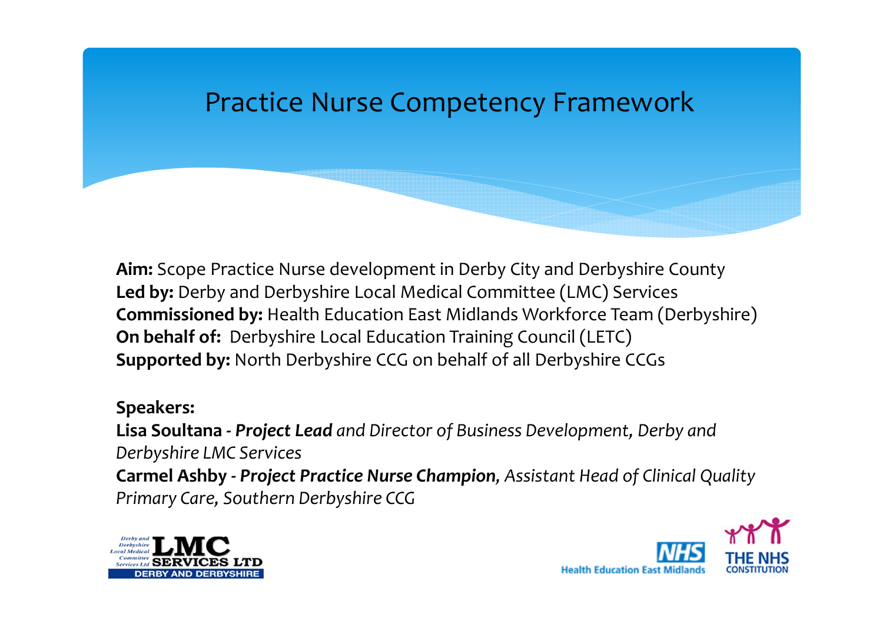# Practice Nurse Competency Framework

**Aim:** Scope Practice Nurse development in Derby City and Derbyshire County
**Led by:** Derby and Derbyshire Local Medical Committee (LMC) Services
**Commissioned by:** Health Education East Midlands Workforce Team (Derbyshire)
**On behalf of:** Derbyshire Local Education Training Council (LETC)
**Supported by:** North Derbyshire CCG on behalf of all Derbyshire CCGs

**Speakers:**
**Lisa Soultana** - ***Project Lead*** *and Director of Business Development, Derby and Derbyshire LMC Services*
**Carmel Ashby** - ***Project Practice Nurse Champion****, Assistant Head of Clinical Quality Primary Care, Southern Derbyshire CCG*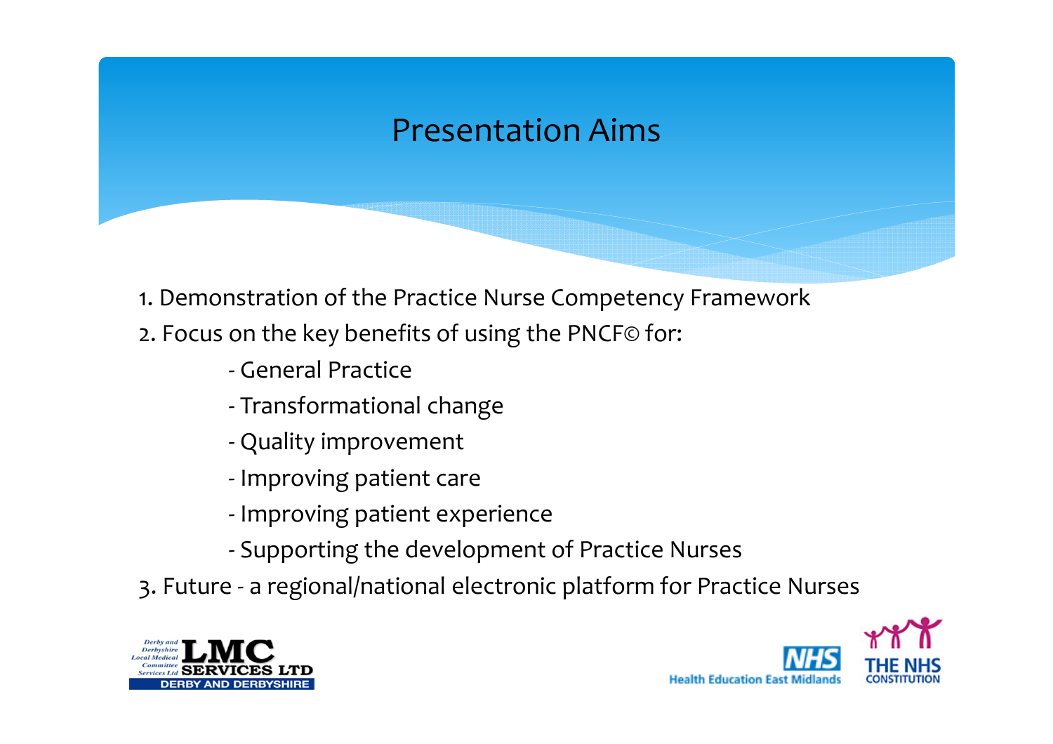# Presentation Aims

1. Demonstration of the Practice Nurse Competency Framework
2. Focus on the key benefits of using the PNCF© for:
    - General Practice
    - Transformational change
    - Quality improvement
    - Improving patient care
    - Improving patient experience
    - Supporting the development of Practice Nurses
3. Future - a regional/national electronic platform for Practice Nurses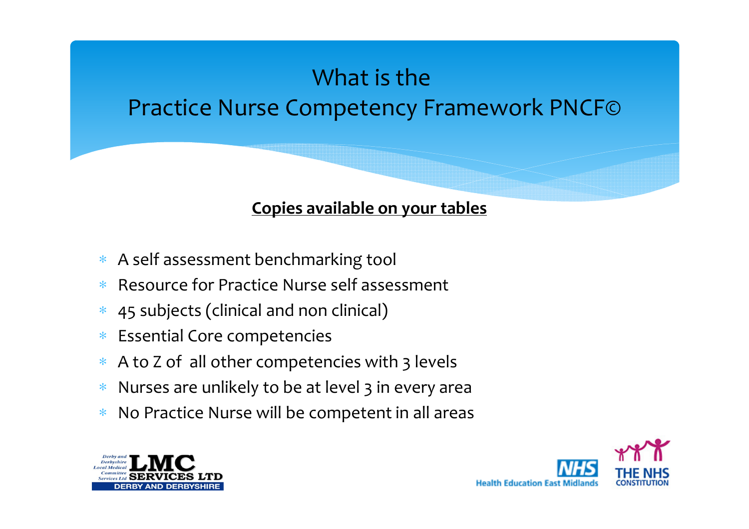# What is the Practice Nurse Competency Framework PNCF©

**Copies available on your tables**

- A self assessment benchmarking tool
- Resource for Practice Nurse self assessment
- 45 subjects (clinical and non clinical)
- Essential Core competencies
- A to Z of all other competencies with 3 levels
- Nurses are unlikely to be at level 3 in every area
- No Practice Nurse will be competent in all areas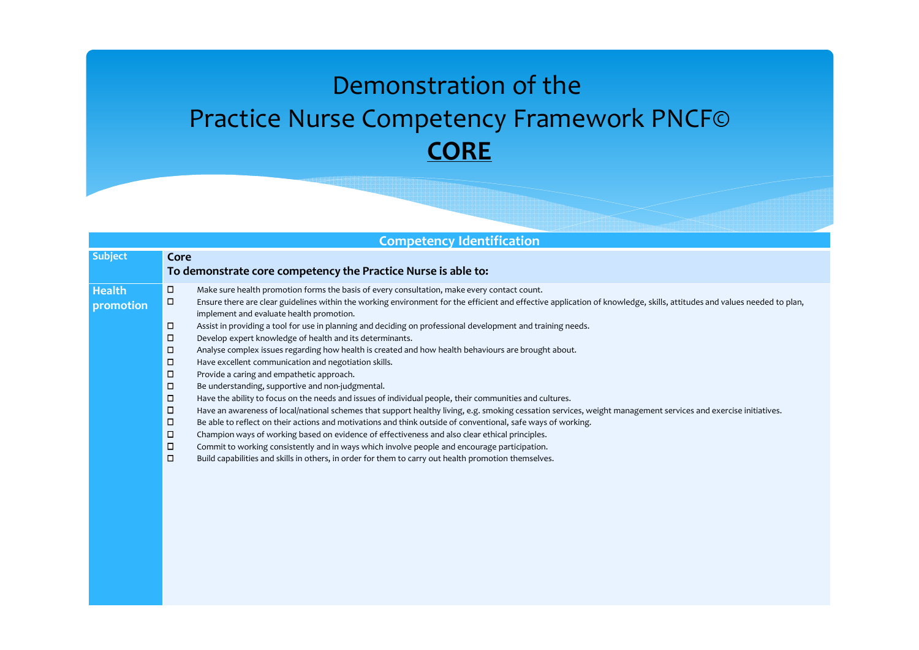# Demonstration of the Practice Nurse Competency Framework PNCF©

## CORE

| Competency Identification | |
|---|---|
| **Subject** | **Core**<br>**To demonstrate core competency the Practice Nurse is able to:** |
| **Health promotion** | ☐ Make sure health promotion forms the basis of every consultation, make every contact count.<br>☐ Ensure there are clear guidelines within the working environment for the efficient and effective application of knowledge, skills, attitudes and values needed to plan, implement and evaluate health promotion.<br>☐ Assist in providing a tool for use in planning and deciding on professional development and training needs.<br>☐ Develop expert knowledge of health and its determinants.<br>☐ Analyse complex issues regarding how health is created and how health behaviours are brought about.<br>☐ Have excellent communication and negotiation skills.<br>☐ Provide a caring and empathetic approach.<br>☐ Be understanding, supportive and non-judgmental.<br>☐ Have the ability to focus on the needs and issues of individual people, their communities and cultures.<br>☐ Have an awareness of local/national schemes that support healthy living, e.g. smoking cessation services, weight management services and exercise initiatives.<br>☐ Be able to reflect on their actions and motivations and think outside of conventional, safe ways of working.<br>☐ Champion ways of working based on evidence of effectiveness and also clear ethical principles.<br>☐ Commit to working consistently and in ways which involve people and encourage participation.<br>☐ Build capabilities and skills in others, in order for them to carry out health promotion themselves. |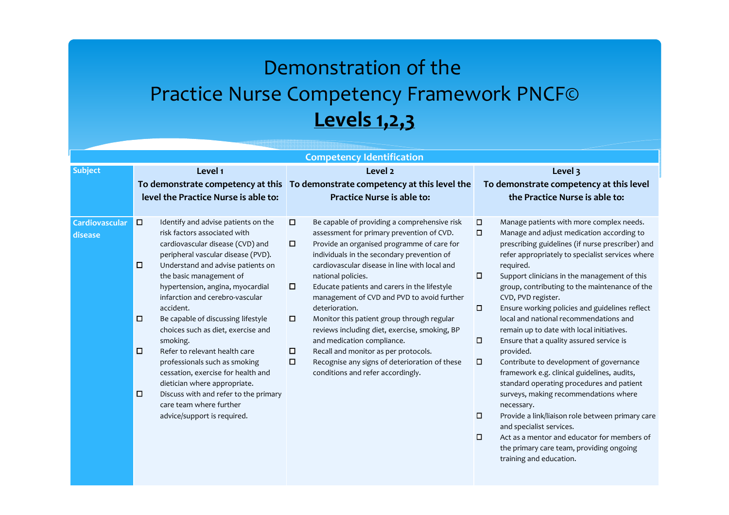# Demonstration of the Practice Nurse Competency Framework PNCF©

## Levels 1,2,3

| Competency Identification | | | |
|---|---|---|---|
| **Subject** | **Level 1**<br>**To demonstrate competency at this level the Practice Nurse is able to:** | **Level 2**<br>**To demonstrate competency at this level the Practice Nurse is able to:** | **Level 3**<br>**To demonstrate competency at this level the Practice Nurse is able to:** |
| **Cardiovascular disease** | ☐ Identify and advise patients on the risk factors associated with cardiovascular disease (CVD) and peripheral vascular disease (PVD).<br>☐ Understand and advise patients on the basic management of hypertension, angina, myocardial infarction and cerebro-vascular accident.<br>☐ Be capable of discussing lifestyle choices such as diet, exercise and smoking.<br>☐ Refer to relevant health care professionals such as smoking cessation, exercise for health and dietician where appropriate.<br>☐ Discuss with and refer to the primary care team where further advice/support is required. | ☐ Be capable of providing a comprehensive risk assessment for primary prevention of CVD.<br>☐ Provide an organised programme of care for individuals in the secondary prevention of cardiovascular disease in line with local and national policies.<br>☐ Educate patients and carers in the lifestyle management of CVD and PVD to avoid further deterioration.<br>☐ Monitor this patient group through regular reviews including diet, exercise, smoking, BP and medication compliance.<br>☐ Recall and monitor as per protocols.<br>☐ Recognise any signs of deterioration of these conditions and refer accordingly. | ☐ Manage patients with more complex needs.<br>☐ Manage and adjust medication according to prescribing guidelines (if nurse prescriber) and refer appropriately to specialist services where required.<br>☐ Support clinicians in the management of this group, contributing to the maintenance of the CVD, PVD register.<br>☐ Ensure working policies and guidelines reflect local and national recommendations and remain up to date with local initiatives.<br>☐ Ensure that a quality assured service is provided.<br>☐ Contribute to development of governance framework e.g. clinical guidelines, audits, standard operating procedures and patient surveys, making recommendations where necessary.<br>☐ Provide a link/liaison role between primary care and specialist services.<br>☐ Act as a mentor and educator for members of the primary care team, providing ongoing training and education. |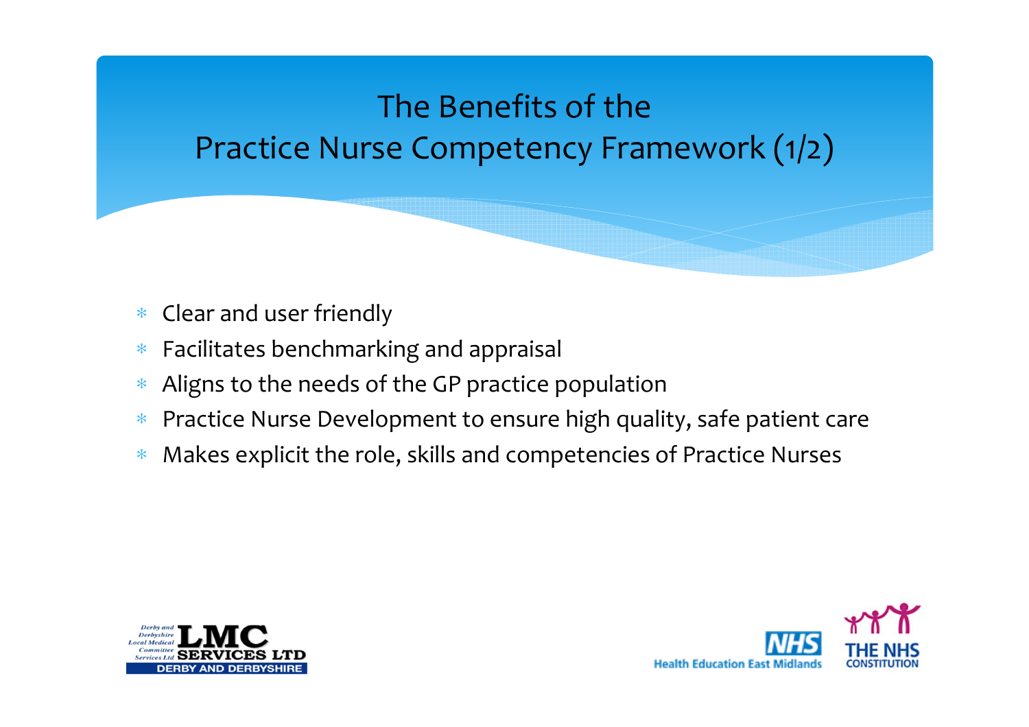# The Benefits of the Practice Nurse Competency Framework (1/2)

- Clear and user friendly
- Facilitates benchmarking and appraisal
- Aligns to the needs of the GP practice population
- Practice Nurse Development to ensure high quality, safe patient care
- Makes explicit the role, skills and competencies of Practice Nurses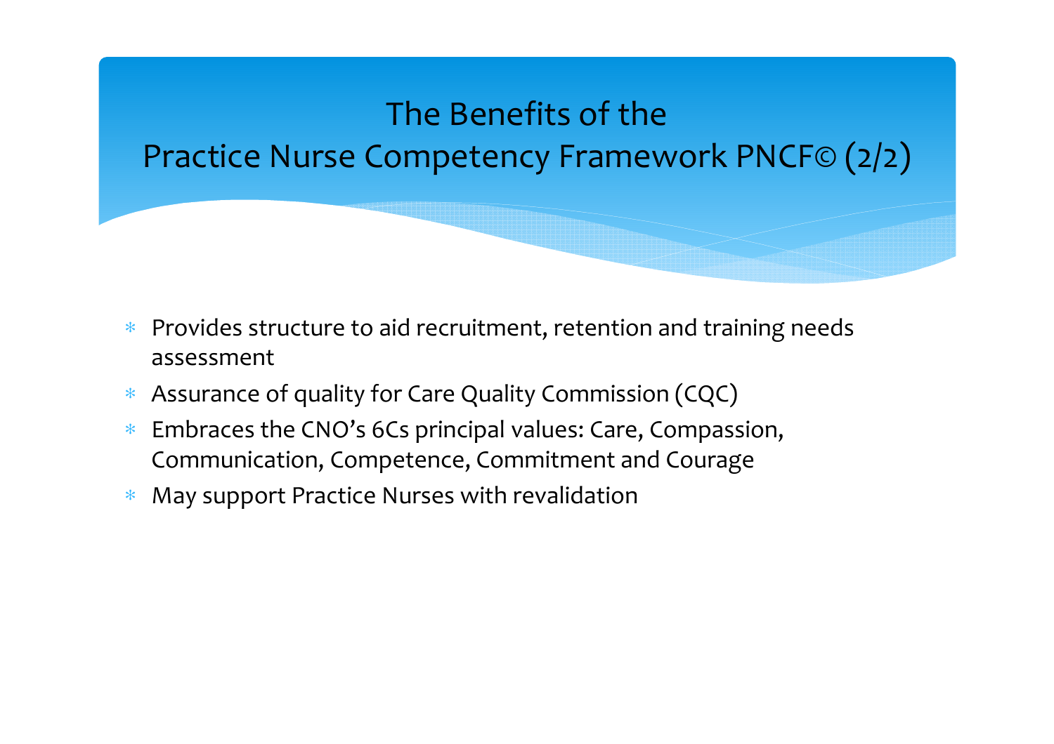# The Benefits of the Practice Nurse Competency Framework PNCF© (2/2)

- Provides structure to aid recruitment, retention and training needs assessment
- Assurance of quality for Care Quality Commission (CQC)
- Embraces the CNO's 6Cs principal values: Care, Compassion, Communication, Competence, Commitment and Courage
- May support Practice Nurses with revalidation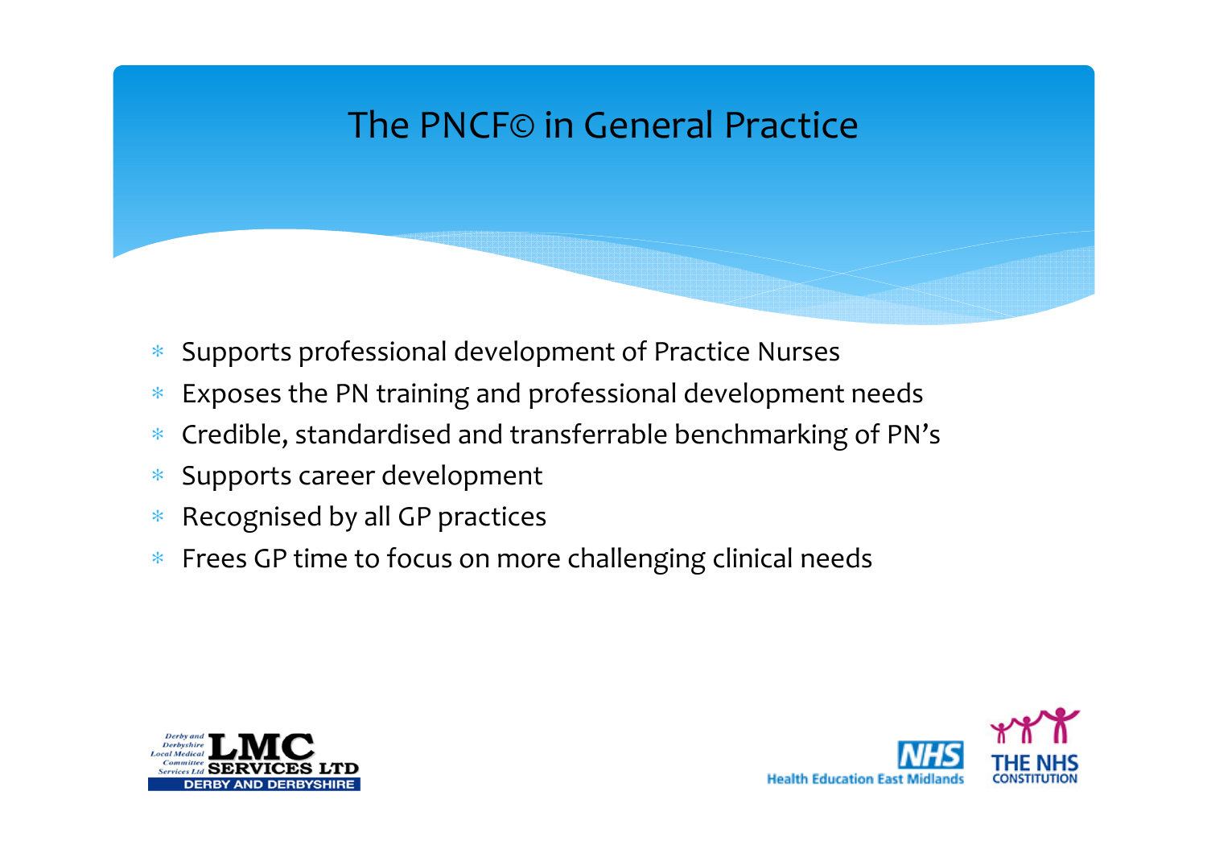# The PNCF© in General Practice

- Supports professional development of Practice Nurses
- Exposes the PN training and professional development needs
- Credible, standardised and transferrable benchmarking of PN's
- Supports career development
- Recognised by all GP practices
- Frees GP time to focus on more challenging clinical needs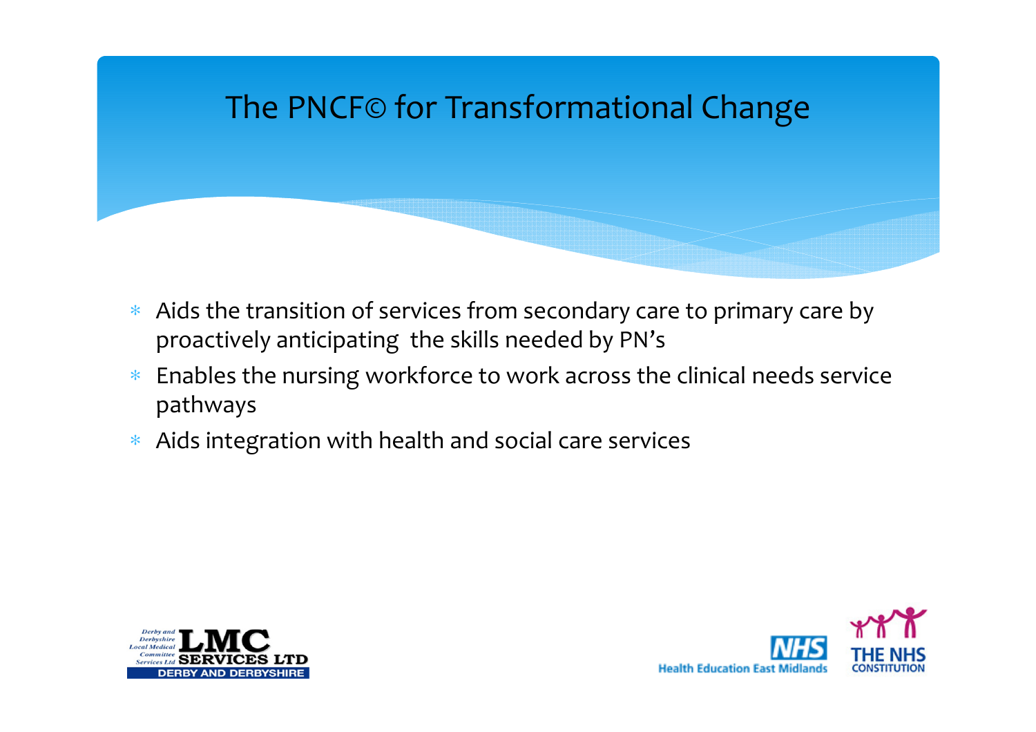# The PNCF© for Transformational Change

- Aids the transition of services from secondary care to primary care by proactively anticipating the skills needed by PN's
- Enables the nursing workforce to work across the clinical needs service pathways
- Aids integration with health and social care services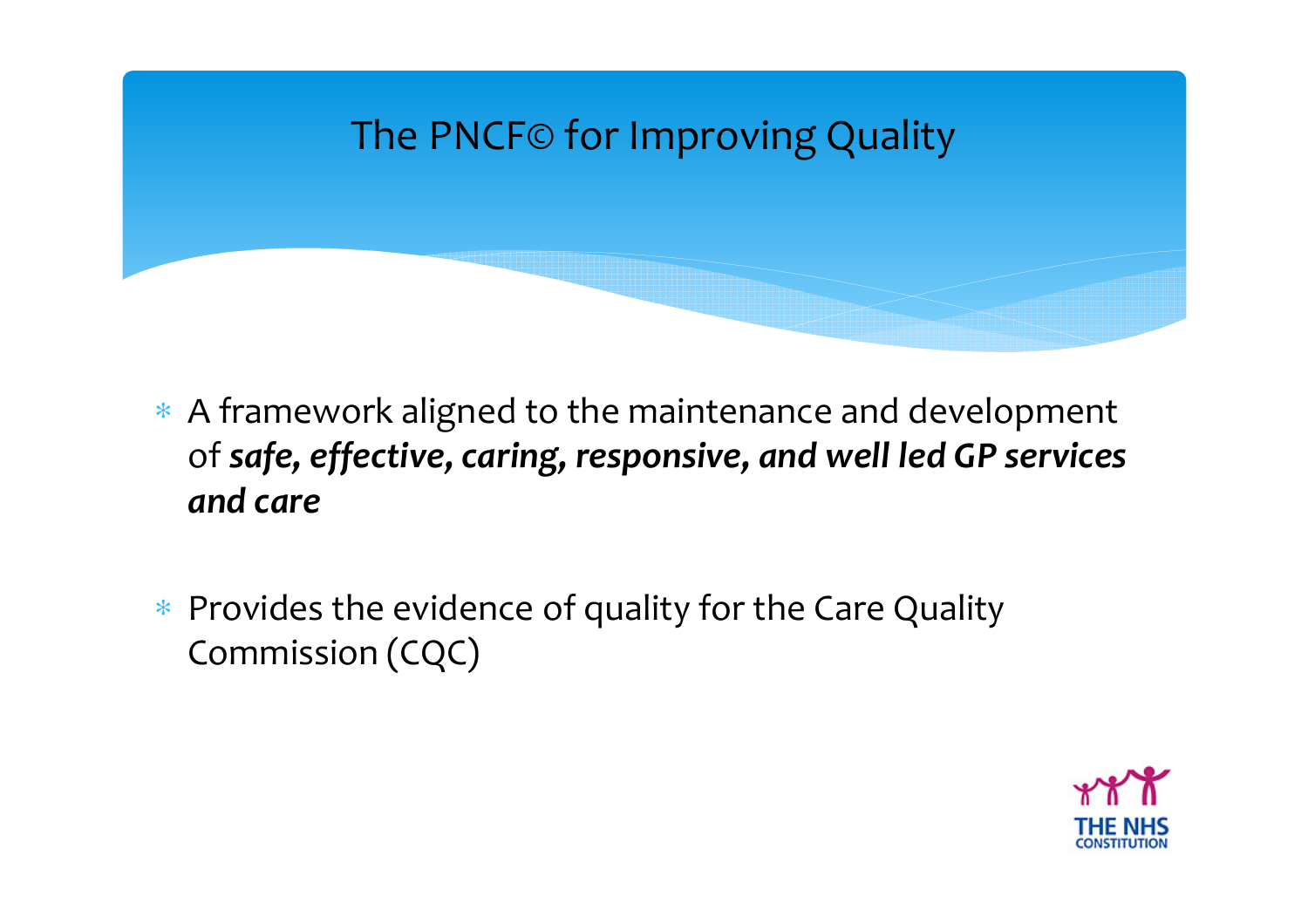# The PNCF© for Improving Quality

- A framework aligned to the maintenance and development of ***safe, effective, caring, responsive, and well led GP services and care***
- Provides the evidence of quality for the Care Quality Commission (CQC)

THE NHS CONSTITUTION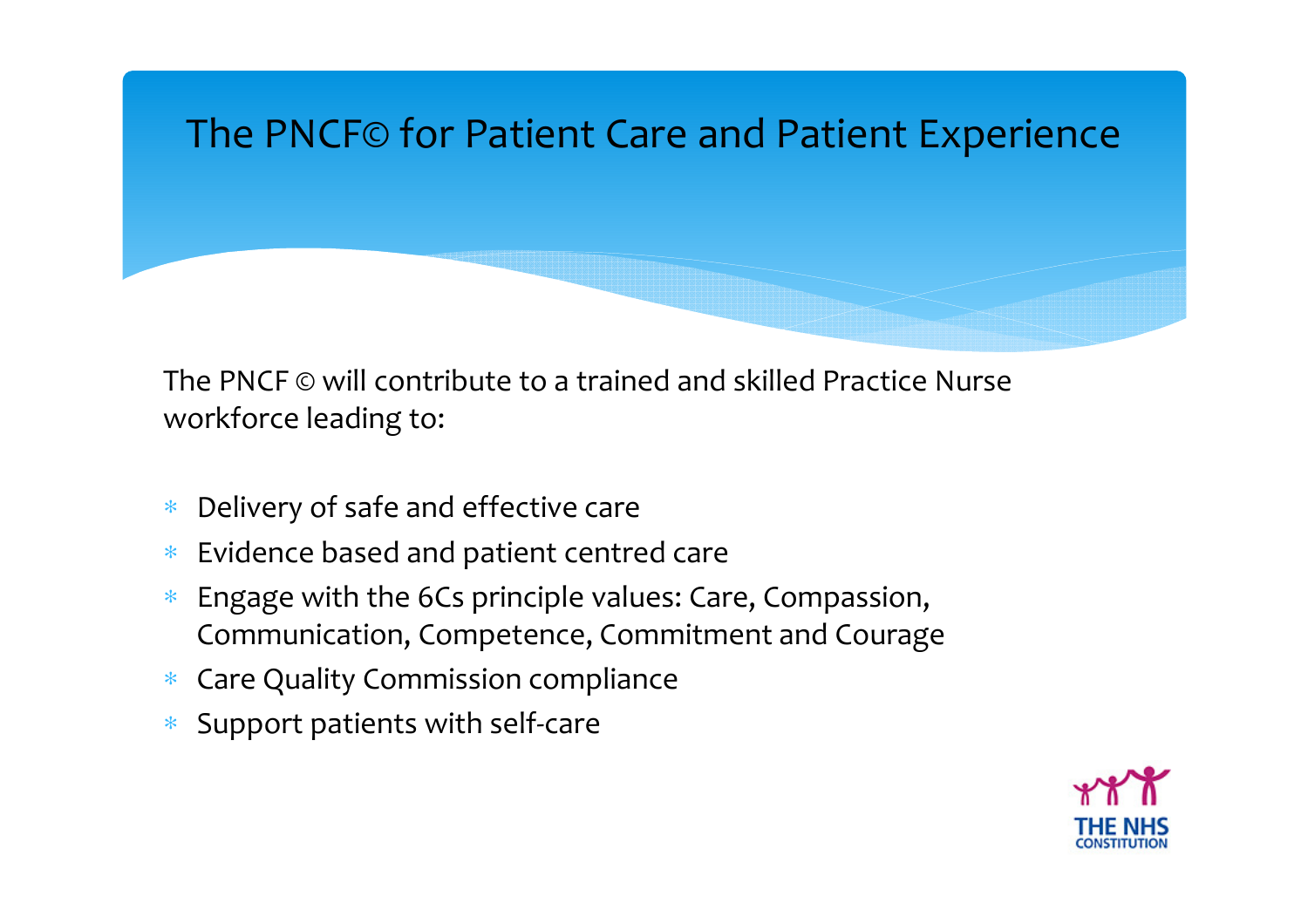# The PNCF© for Patient Care and Patient Experience

The PNCF © will contribute to a trained and skilled Practice Nurse workforce leading to:

- Delivery of safe and effective care
- Evidence based and patient centred care
- Engage with the 6Cs principle values: Care, Compassion, Communication, Competence, Commitment and Courage
- Care Quality Commission compliance
- Support patients with self-care

THE NHS CONSTITUTION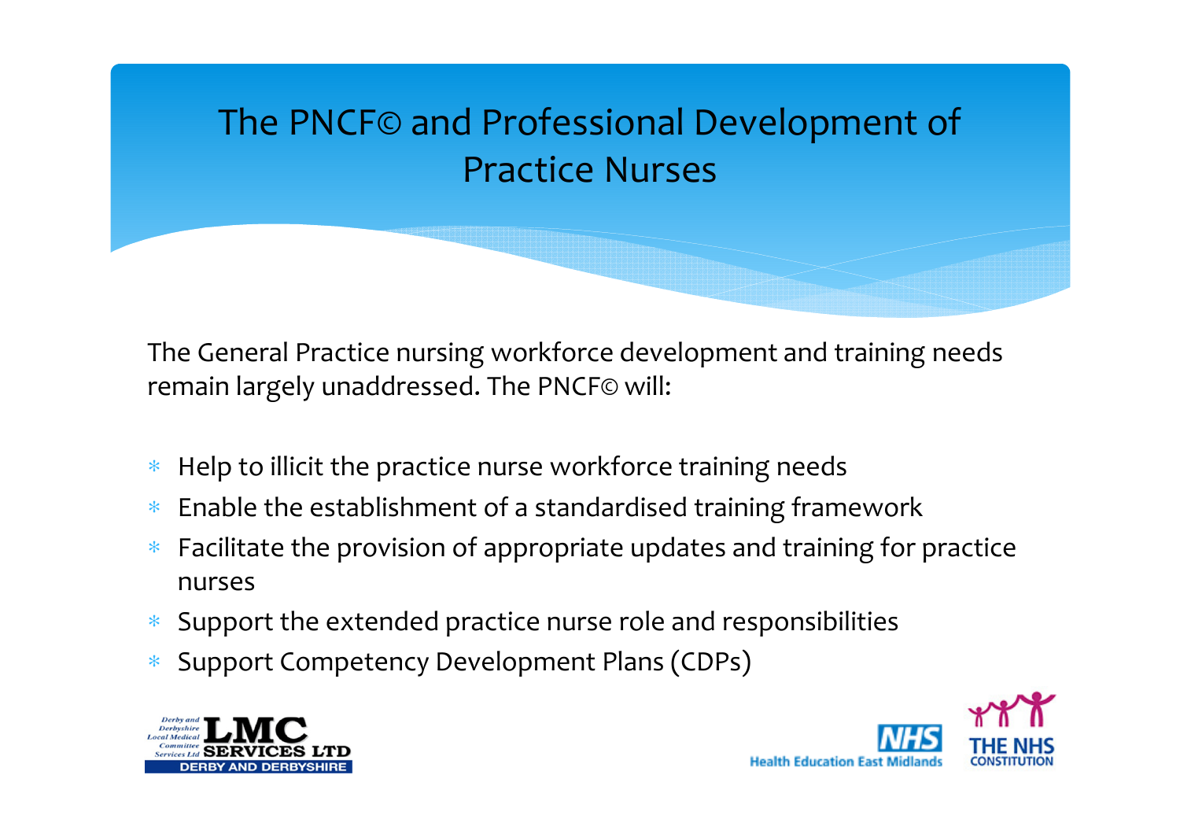# The PNCF© and Professional Development of Practice Nurses

The General Practice nursing workforce development and training needs remain largely unaddressed. The PNCF© will:

- Help to illicit the practice nurse workforce training needs
- Enable the establishment of a standardised training framework
- Facilitate the provision of appropriate updates and training for practice nurses
- Support the extended practice nurse role and responsibilities
- Support Competency Development Plans (CDPs)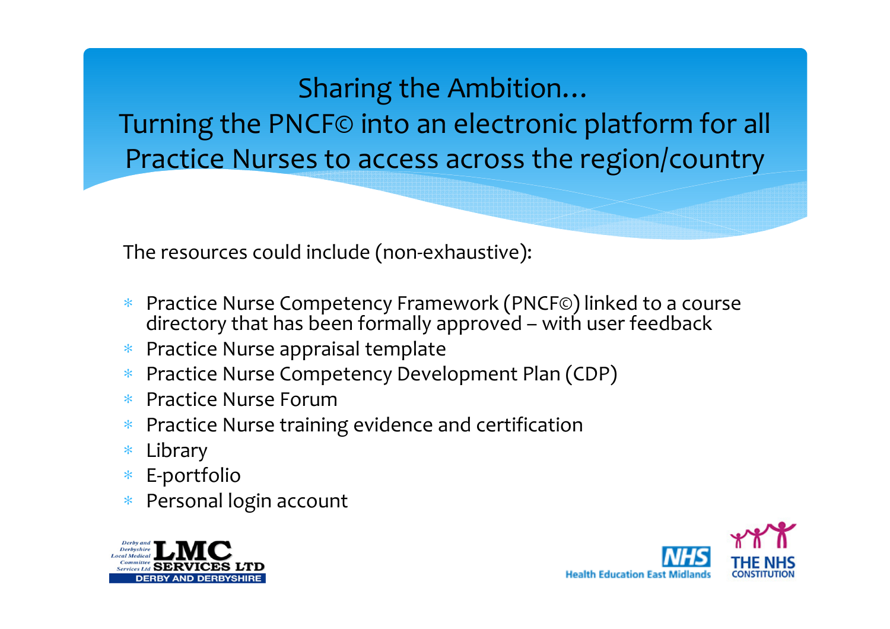# Sharing the Ambition…
## Turning the PNCF© into an electronic platform for all Practice Nurses to access across the region/country

The resources could include (non-exhaustive):

- Practice Nurse Competency Framework (PNCF©) linked to a course directory that has been formally approved – with user feedback
- Practice Nurse appraisal template
- Practice Nurse Competency Development Plan (CDP)
- Practice Nurse Forum
- Practice Nurse training evidence and certification
- Library
- E-portfolio
- Personal login account

Derby and Derbyshire Local Medical Committee Services Ltd — LMC SERVICES LTD — DERBY AND DERBYSHIRE

NHS Health Education East Midlands — THE NHS CONSTITUTION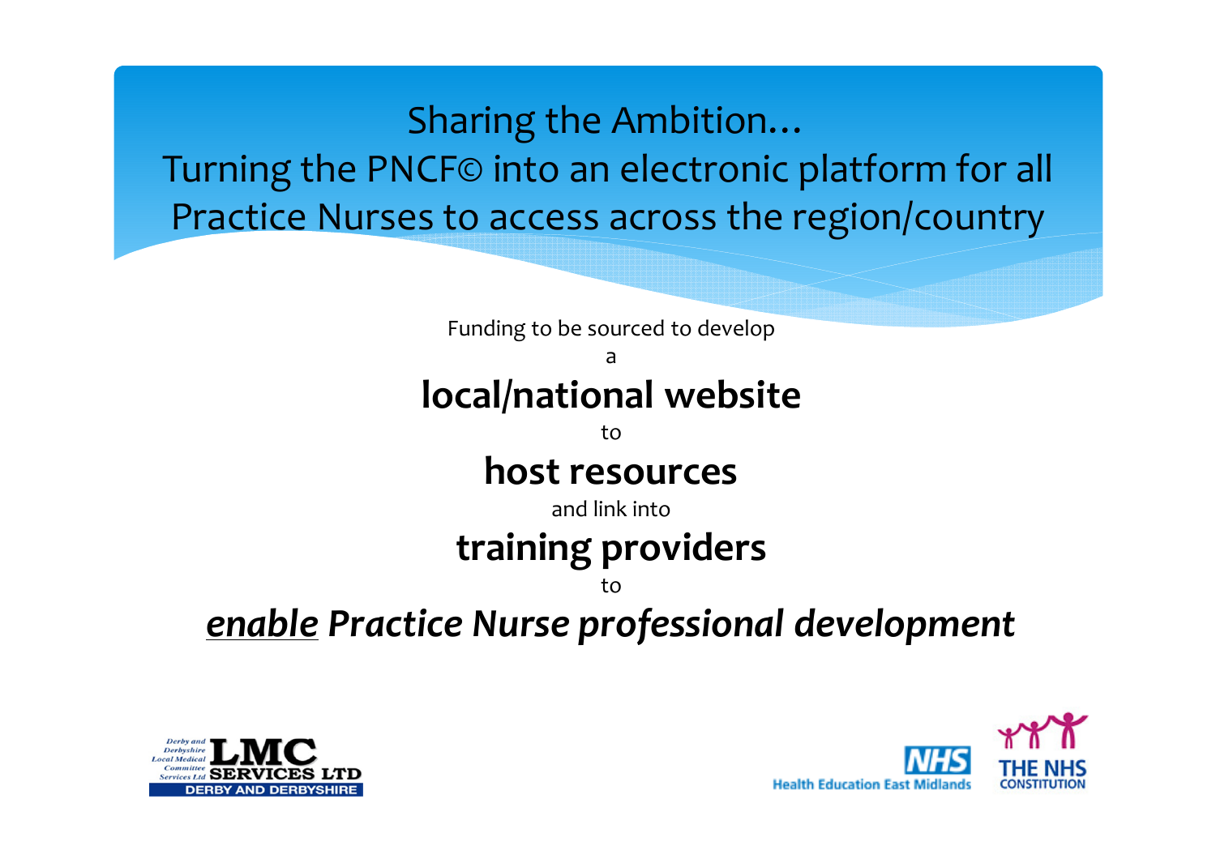# Sharing the Ambition…
# Turning the PNCF© into an electronic platform for all Practice Nurses to access across the region/country

Funding to be sourced to develop

a

**local/national website**

to

**host resources**

and link into

**training providers**

to

***enable* *Practice Nurse professional development***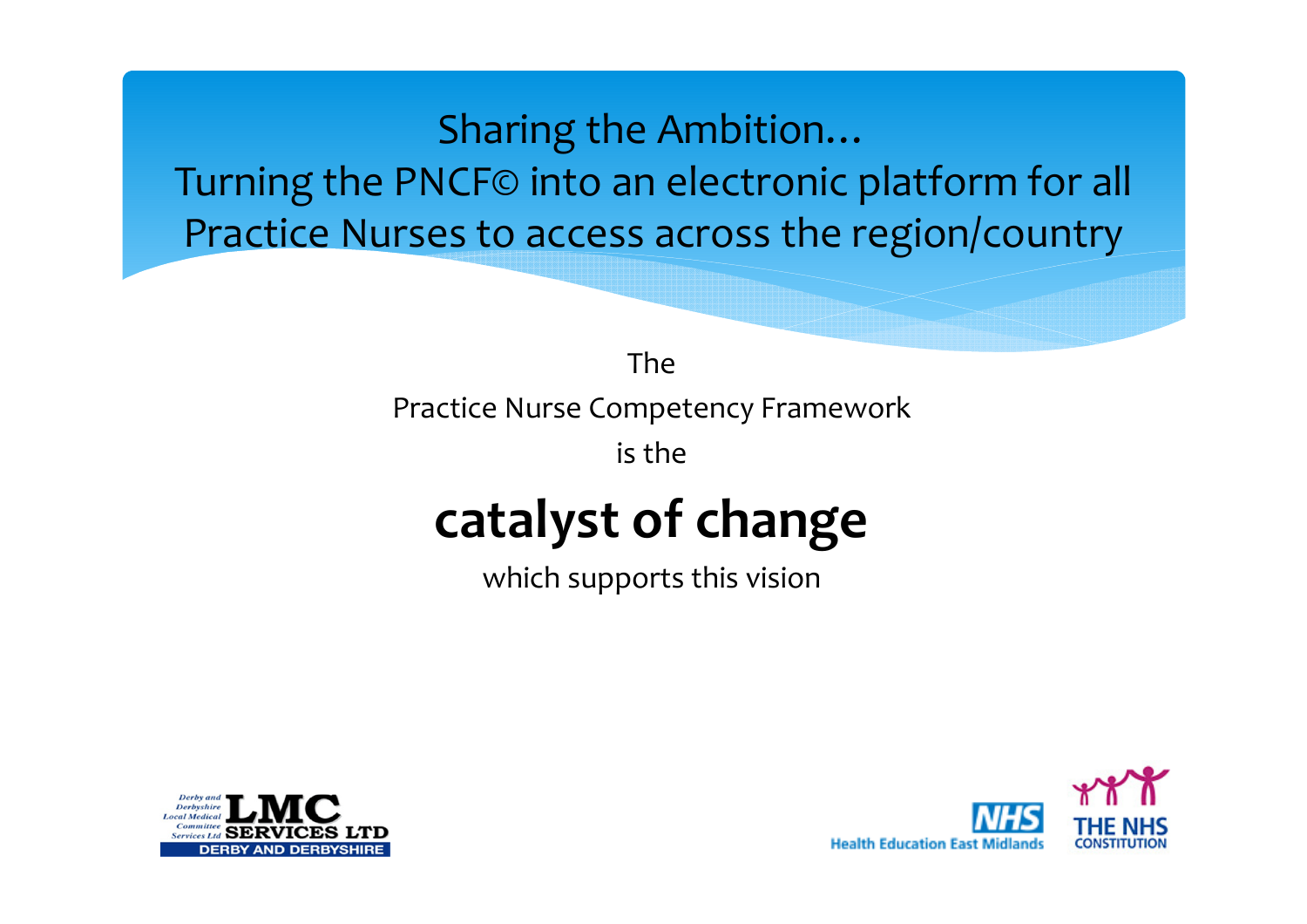# Sharing the Ambition… Turning the PNCF© into an electronic platform for all Practice Nurses to access across the region/country

The

Practice Nurse Competency Framework

is the

**catalyst of change**

which supports this vision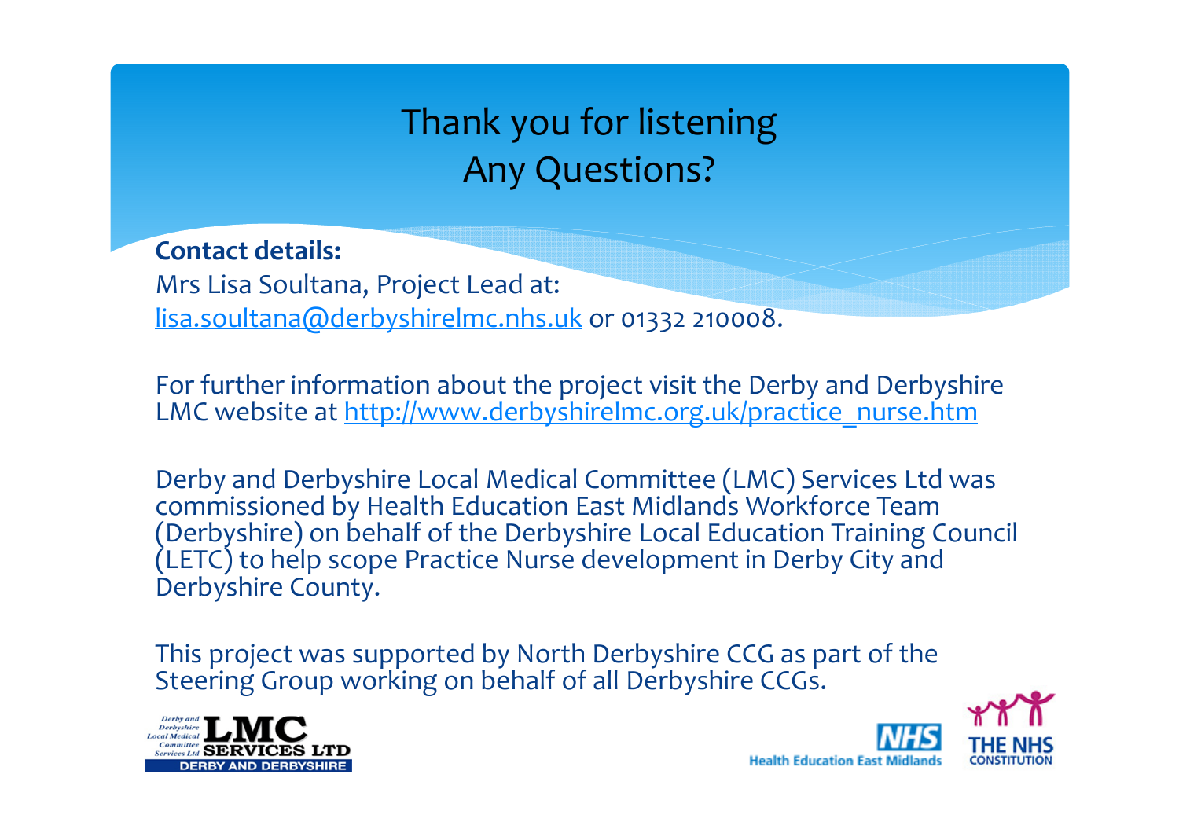# Thank you for listening
# Any Questions?

**Contact details:**

Mrs Lisa Soultana, Project Lead at:
lisa.soultana@derbyshirelmc.nhs.uk or 01332 210008.

For further information about the project visit the Derby and Derbyshire LMC website at http://www.derbyshirelmc.org.uk/practice_nurse.htm

Derby and Derbyshire Local Medical Committee (LMC) Services Ltd was commissioned by Health Education East Midlands Workforce Team (Derbyshire) on behalf of the Derbyshire Local Education Training Council (LETC) to help scope Practice Nurse development in Derby City and Derbyshire County.

This project was supported by North Derbyshire CCG as part of the Steering Group working on behalf of all Derbyshire CCGs.

Derby and Derbyshire Local Medical Committee Services Ltd LMC SERVICES LTD DERBY AND DERBYSHIRE

NHS Health Education East Midlands

THE NHS CONSTITUTION